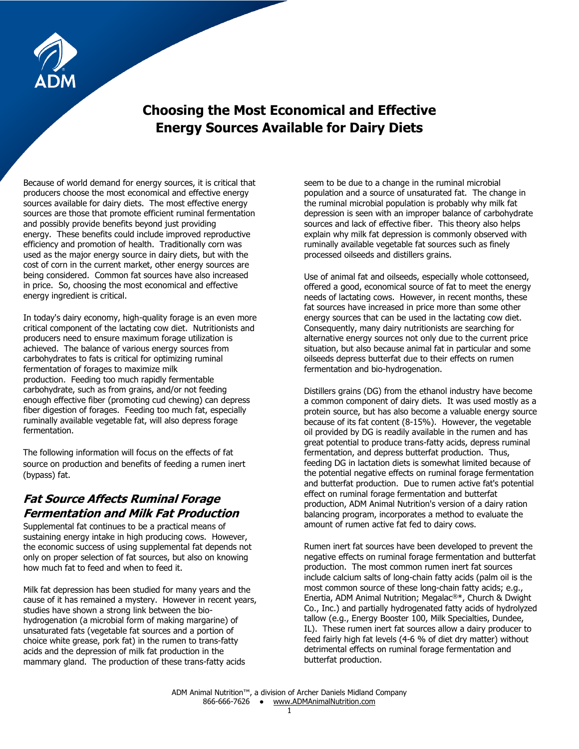# Choosing the Most Economical and Effective Energy Sources Available for Dairy Diets

Because of world demand for energy sources, it is critical that producers choose the most economical and effective energy sources available for dairy diets. The most effective energy sources are those that promote efficient ruminal fermentation and possibly provide benefits beyond just providing energy. These benefits could include improved reproductive efficiency and promotion of health. Traditionally corn was used as the major energy source in dairy diets, but with the cost of corn in the current market, other energy sources are being considered. Common fat sources have also increased in price. So, choosing the most economical and effective energy ingredient is critical.

In today's dairy economy, high-quality forage is an even more critical component of the lactating cow diet. Nutritionists and producers need to ensure maximum forage utilization is achieved. The balance of various energy sources from carbohydrates to fats is critical for optimizing ruminal fermentation of forages to maximize milk production. Feeding too much rapidly fermentable carbohydrate, such as from grains, and/or not feeding enough effective fiber (promoting cud chewing) can depress fiber digestion of forages. Feeding too much fat, especially ruminally available vegetable fat, will also depress forage fermentation.

The following information will focus on the effects of fat source on production and benefits of feeding a rumen inert (bypass) fat.

## *Fat Source Affects Ruminal Forage Fermentation and Milk Fat Production*

Supplemental fat continues to be a practical means of sustaining energy intake in high producing cows. However, the economic success of using supplemental fat depends not only on proper selection of fat sources, but also on knowing how much fat to feed and when to feed it.

Milk fat depression has been studied for many years and the cause of it has remained a mystery. However in recent years, studies have shown a strong link between the bio-hydrogenation (a microbial form of making margarine) of unsaturated fats (vegetable fat sources and a portion of choice white grease, pork fat) in the rumen to trans-fatty acids and the depression of milk fat production in the mammary gland. The production of these trans-fatty acids seem to be due to a change in the ruminal microbial population and a source of unsaturated fat. The change in the ruminal microbial population is probably why milk fat depression is seen with an improper balance of carbohydrate sources and lack of effective fiber. This theory also helps explain why milk fat depression is commonly observed with ruminally available vegetable fat sources such as finely processed oilseeds and distillers grains.

Use of animal fat and oilseeds, especially whole cottonseed, offered a good, economical source of fat to meet the energy needs of lactating cows. However, in recent months, these fat sources have increased in price more than some other energy sources that can be used in the lactating cow diet. Consequently, many dairy nutritionists are searching for alternative energy sources not only due to the current price situation, but also because animal fat in particular and some oilseeds depress butterfat due to their effects on rumen fermentation and bio-hydrogenation.

Distillers grains (DG) from the ethanol industry have become a common component of dairy diets. It was used mostly as a protein source, but has also become a valuable energy source because of its fat content (8-15%). However, the vegetable oil provided by DG is readily available in the rumen and has great potential to produce trans-fatty acids, depress ruminal fermentation, and depress butterfat production. Thus, feeding DG in lactation diets is somewhat limited because of the potential negative effects on ruminal forage fermentation and butterfat production. Due to rumen active fat's potential effect on ruminal forage fermentation and butterfat production, ADM Animal Nutrition's version of a dairy ration balancing program, incorporates a method to evaluate the amount of rumen active fat fed to dairy cows.

Rumen inert fat sources have been developed to prevent the negative effects on ruminal forage fermentation and butterfat production. The most common rumen inert fat sources include calcium salts of long-chain fatty acids (palm oil is the most common source of these long-chain fatty acids; e.g., Enertia, ADM Animal Nutrition; Megalac®*, Church & Dwight Co., Inc.) and partially hydrogenated fatty acids of hydrolyzed tallow (e.g., Energy Booster 100, Milk Specialties, Dundee, IL). These rumen inert fat sources allow a dairy producer to feed fairly high fat levels (4-6 % of diet dry matter) without detrimental effects on ruminal forage fermentation and butterfat production.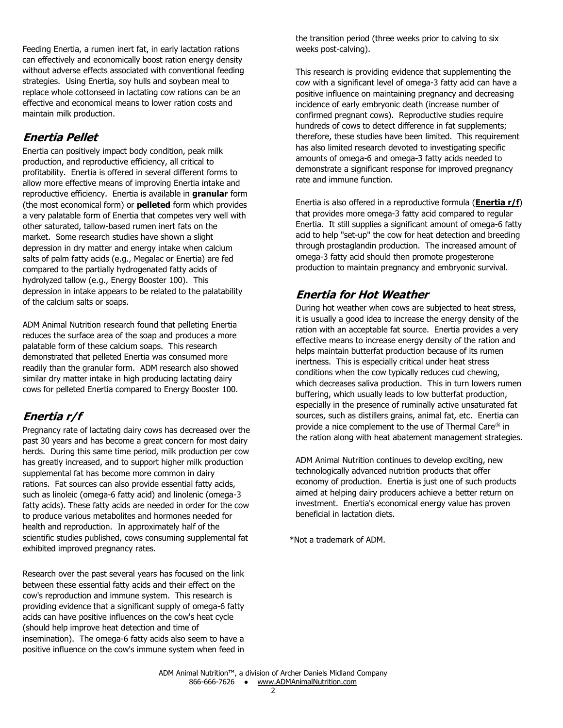Feeding Enertia, a rumen inert fat, in early lactation rations can effectively and economically boost ration energy density without adverse effects associated with conventional feeding strategies. Using Enertia, soy hulls and soybean meal to replace whole cottonseed in lactating cow rations can be an effective and economical means to lower ration costs and maintain milk production.

## *Enertia Pellet*

Enertia can positively impact body condition, peak milk production, and reproductive efficiency, all critical to profitability. Enertia is offered in several different forms to allow more effective means of improving Enertia intake and reproductive efficiency. Enertia is available in **granular** form (the most economical form) or **pelleted** form which provides a very palatable form of Enertia that competes very well with other saturated, tallow-based rumen inert fats on the market. Some research studies have shown a slight depression in dry matter and energy intake when calcium salts of palm fatty acids (e.g., Megalac or Enertia) are fed compared to the partially hydrogenated fatty acids of hydrolyzed tallow (e.g., Energy Booster 100). This depression in intake appears to be related to the palatability of the calcium salts or soaps.

ADM Animal Nutrition research found that pelleting Enertia reduces the surface area of the soap and produces a more palatable form of these calcium soaps. This research demonstrated that pelleted Enertia was consumed more readily than the granular form. ADM research also showed similar dry matter intake in high producing lactating dairy cows for pelleted Enertia compared to Energy Booster 100.

## *Enertia r/f*

Pregnancy rate of lactating dairy cows has decreased over the past 30 years and has become a great concern for most dairy herds. During this same time period, milk production per cow has greatly increased, and to support higher milk production supplemental fat has become more common in dairy rations. Fat sources can also provide essential fatty acids, such as linoleic (omega-6 fatty acid) and linolenic (omega-3 fatty acids). These fatty acids are needed in order for the cow to produce various metabolites and hormones needed for health and reproduction. In approximately half of the scientific studies published, cows consuming supplemental fat exhibited improved pregnancy rates.

Research over the past several years has focused on the link between these essential fatty acids and their effect on the cow's reproduction and immune system. This research is providing evidence that a significant supply of omega-6 fatty acids can have positive influences on the cow's heat cycle (should help improve heat detection and time of insemination). The omega-6 fatty acids also seem to have a positive influence on the cow's immune system when feed in the transition period (three weeks prior to calving to six weeks post-calving).

This research is providing evidence that supplementing the cow with a significant level of omega-3 fatty acid can have a positive influence on maintaining pregnancy and decreasing incidence of early embryonic death (increase number of confirmed pregnant cows). Reproductive studies require hundreds of cows to detect difference in fat supplements; therefore, these studies have been limited. This requirement has also limited research devoted to investigating specific amounts of omega-6 and omega-3 fatty acids needed to demonstrate a significant response for improved pregnancy rate and immune function.

Enertia is also offered in a reproductive formula (**Enertia r/f**) that provides more omega-3 fatty acid compared to regular Enertia. It still supplies a significant amount of omega-6 fatty acid to help "set-up" the cow for heat detection and breeding through prostaglandin production. The increased amount of omega-3 fatty acid should then promote progesterone production to maintain pregnancy and embryonic survival.

## *Enertia for Hot Weather*

During hot weather when cows are subjected to heat stress, it is usually a good idea to increase the energy density of the ration with an acceptable fat source. Enertia provides a very effective means to increase energy density of the ration and helps maintain butterfat production because of its rumen inertness. This is especially critical under heat stress conditions when the cow typically reduces cud chewing, which decreases saliva production. This in turn lowers rumen buffering, which usually leads to low butterfat production, especially in the presence of ruminally active unsaturated fat sources, such as distillers grains, animal fat, etc. Enertia can provide a nice complement to the use of Thermal Care® in the ration along with heat abatement management strategies.

ADM Animal Nutrition continues to develop exciting, new technologically advanced nutrition products that offer economy of production. Enertia is just one of such products aimed at helping dairy producers achieve a better return on investment. Enertia's economical energy value has proven beneficial in lactation diets.

*Not a trademark of ADM.

ADM Animal Nutrition™, a division of Archer Daniels Midland Company
866-666-7626 ● www.ADMAnimalNutrition.com